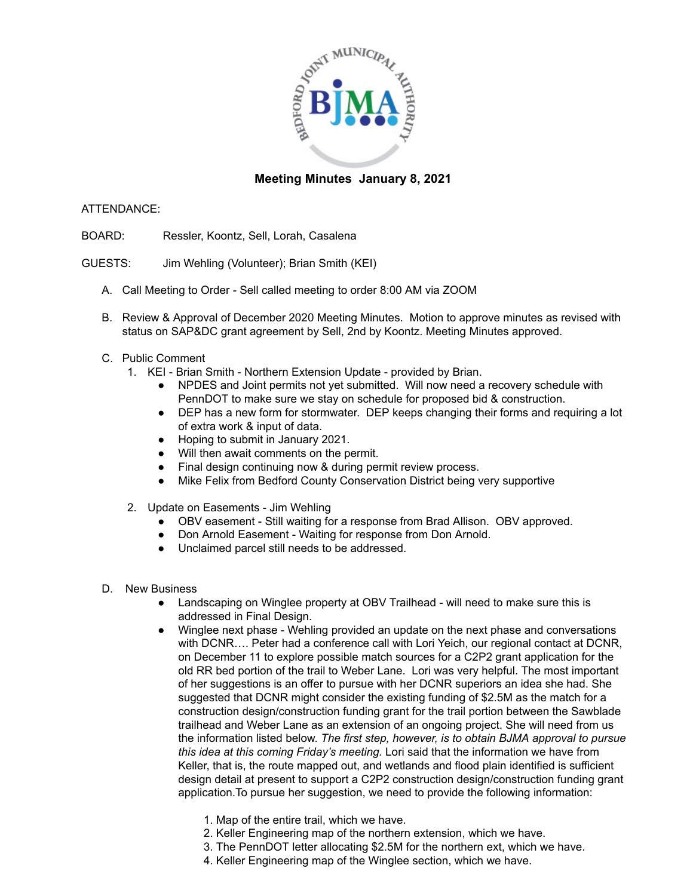# Meeting Minutes January 8, 2021

ATTENDANCE:

BOARD: Ressler, Koontz, Sell, Lorah, Casalena

GUESTS: Jim Wehling (Volunteer); Brian Smith (KEI)

A. Call Meeting to Order - Sell called meeting to order 8:00 AM via ZOOM

B. Review & Approval of December 2020 Meeting Minutes. Motion to approve minutes as revised with status on SAP&DC grant agreement by Sell, 2nd by Koontz. Meeting Minutes approved.

C. Public Comment

1. KEI - Brian Smith - Northern Extension Update - provided by Brian.
   - NPDES and Joint permits not yet submitted. Will now need a recovery schedule with PennDOT to make sure we stay on schedule for proposed bid & construction.
   - DEP has a new form for stormwater. DEP keeps changing their forms and requiring a lot of extra work & input of data.
   - Hoping to submit in January 2021.
   - Will then await comments on the permit.
   - Final design continuing now & during permit review process.
   - Mike Felix from Bedford County Conservation District being very supportive

2. Update on Easements - Jim Wehling
   - OBV easement - Still waiting for a response from Brad Allison. OBV approved.
   - Don Arnold Easement - Waiting for response from Don Arnold.
   - Unclaimed parcel still needs to be addressed.

D. New Business

- Landscaping on Winglee property at OBV Trailhead - will need to make sure this is addressed in Final Design.
- Winglee next phase - Wehling provided an update on the next phase and conversations with DCNR…. Peter had a conference call with Lori Yeich, our regional contact at DCNR, on December 11 to explore possible match sources for a C2P2 grant application for the old RR bed portion of the trail to Weber Lane. Lori was very helpful. The most important of her suggestions is an offer to pursue with her DCNR superiors an idea she had. She suggested that DCNR might consider the existing funding of $2.5M as the match for a construction design/construction funding grant for the trail portion between the Sawblade trailhead and Weber Lane as an extension of an ongoing project. She will need from us the information listed below. *The first step, however, is to obtain BJMA approval to pursue this idea at this coming Friday's meeting.* Lori said that the information we have from Keller, that is, the route mapped out, and wetlands and flood plain identified is sufficient design detail at present to support a C2P2 construction design/construction funding grant application.To pursue her suggestion, we need to provide the following information:

   1. Map of the entire trail, which we have.
   2. Keller Engineering map of the northern extension, which we have.
   3. The PennDOT letter allocating $2.5M for the northern ext, which we have.
   4. Keller Engineering map of the Winglee section, which we have.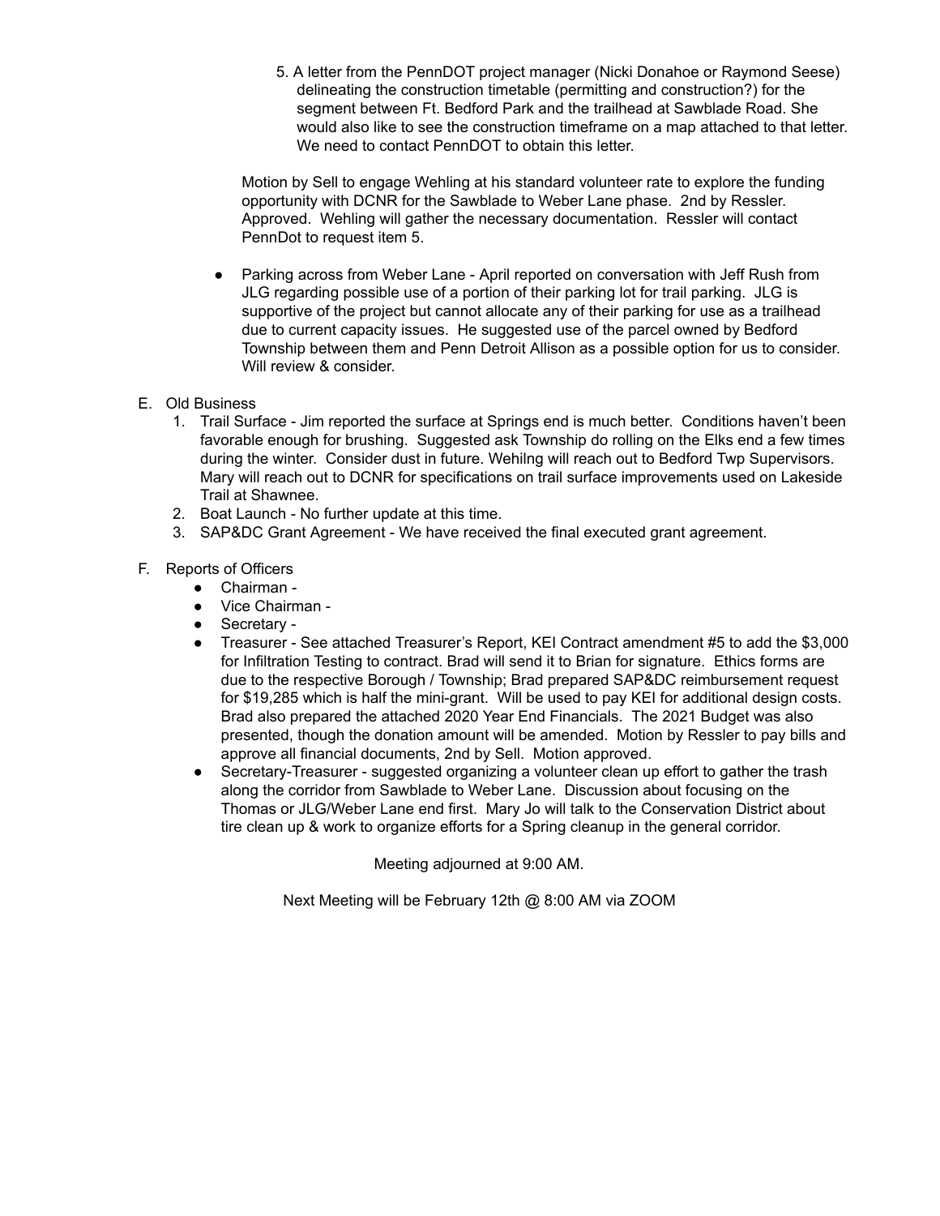5. A letter from the PennDOT project manager (Nicki Donahoe or Raymond Seese) delineating the construction timetable (permitting and construction?) for the segment between Ft. Bedford Park and the trailhead at Sawblade Road. She would also like to see the construction timeframe on a map attached to that letter. We need to contact PennDOT to obtain this letter.

Motion by Sell to engage Wehling at his standard volunteer rate to explore the funding opportunity with DCNR for the Sawblade to Weber Lane phase. 2nd by Ressler. Approved. Wehling will gather the necessary documentation. Ressler will contact PennDot to request item 5.

- Parking across from Weber Lane - April reported on conversation with Jeff Rush from JLG regarding possible use of a portion of their parking lot for trail parking. JLG is supportive of the project but cannot allocate any of their parking for use as a trailhead due to current capacity issues. He suggested use of the parcel owned by Bedford Township between them and Penn Detroit Allison as a possible option for us to consider. Will review & consider.

E. Old Business

1. Trail Surface - Jim reported the surface at Springs end is much better. Conditions haven't been favorable enough for brushing. Suggested ask Township do rolling on the Elks end a few times during the winter. Consider dust in future. Wehilng will reach out to Bedford Twp Supervisors. Mary will reach out to DCNR for specifications on trail surface improvements used on Lakeside Trail at Shawnee.
2. Boat Launch - No further update at this time.
3. SAP&DC Grant Agreement - We have received the final executed grant agreement.

F. Reports of Officers

- Chairman -
- Vice Chairman -
- Secretary -
- Treasurer - See attached Treasurer's Report, KEI Contract amendment #5 to add the $3,000 for Infiltration Testing to contract. Brad will send it to Brian for signature. Ethics forms are due to the respective Borough / Township; Brad prepared SAP&DC reimbursement request for $19,285 which is half the mini-grant. Will be used to pay KEI for additional design costs. Brad also prepared the attached 2020 Year End Financials. The 2021 Budget was also presented, though the donation amount will be amended. Motion by Ressler to pay bills and approve all financial documents, 2nd by Sell. Motion approved.
- Secretary-Treasurer - suggested organizing a volunteer clean up effort to gather the trash along the corridor from Sawblade to Weber Lane. Discussion about focusing on the Thomas or JLG/Weber Lane end first. Mary Jo will talk to the Conservation District about tire clean up & work to organize efforts for a Spring cleanup in the general corridor.

Meeting adjourned at 9:00 AM.

Next Meeting will be February 12th @ 8:00 AM via ZOOM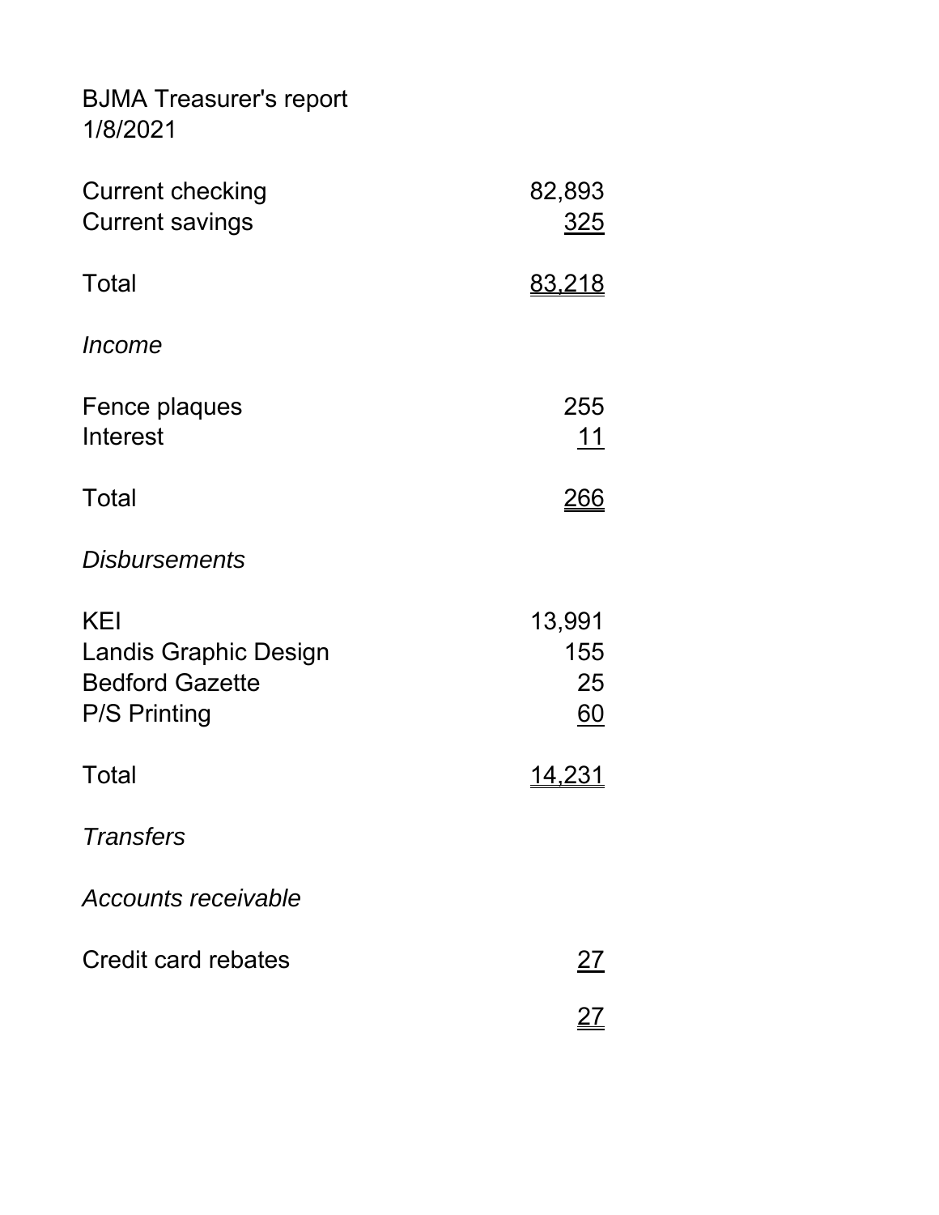BJMA Treasurer's report
1/8/2021

| | |
|---|---|
| Current checking | 82,893 |
| Current savings | 325 |
| Total | 83,218 |

*Income*

| | |
|---|---|
| Fence plaques | 255 |
| Interest | 11 |
| Total | 266 |

*Disbursements*

| | |
|---|---|
| KEI | 13,991 |
| Landis Graphic Design | 155 |
| Bedford Gazette | 25 |
| P/S Printing | 60 |
| Total | 14,231 |

*Transfers*

*Accounts receivable*

| | |
|---|---|
| Credit card rebates | 27 |
| | 27 |